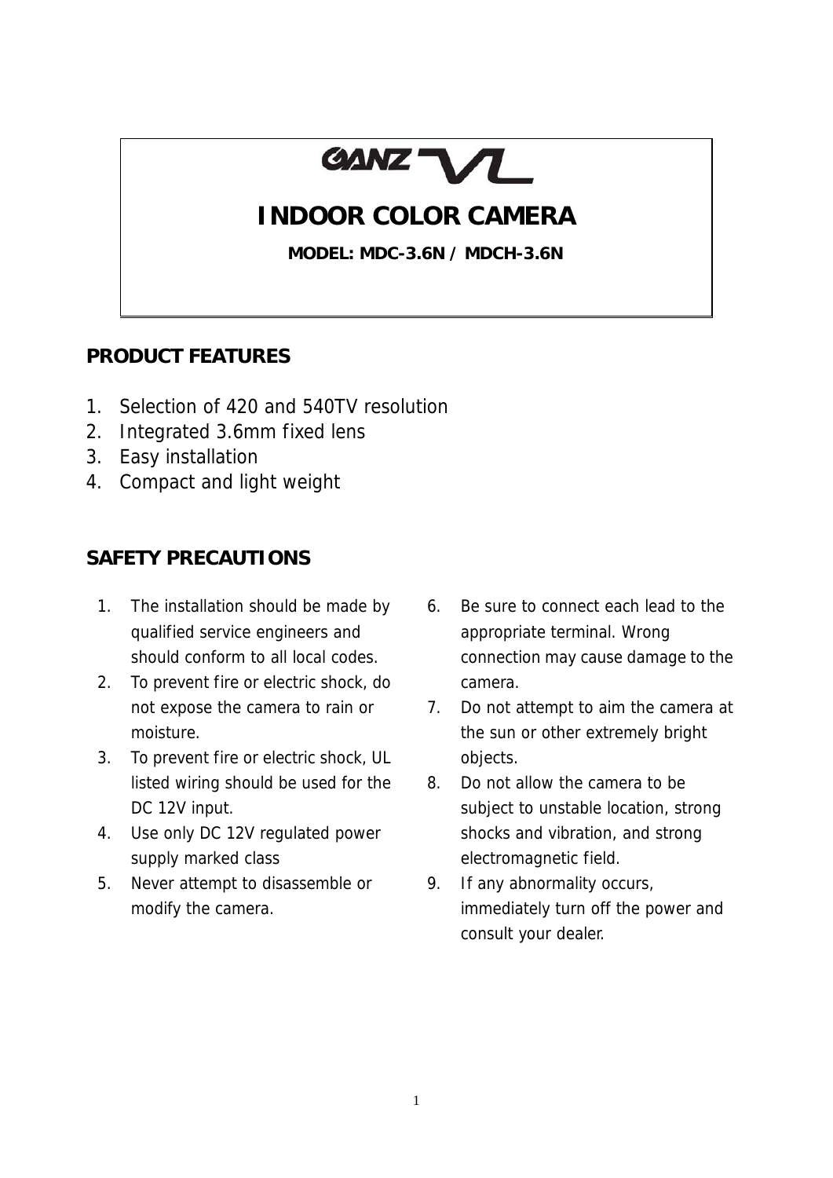# GANZ VL

# INDOOR COLOR CAMERA

**MODEL: MDC-3.6N / MDCH-3.6N**

## PRODUCT FEATURES

1. Selection of 420 and 540TV resolution
2. Integrated 3.6mm fixed lens
3. Easy installation
4. Compact and light weight

## SAFETY PRECAUTIONS

1. The installation should be made by qualified service engineers and should conform to all local codes.
2. To prevent fire or electric shock, do not expose the camera to rain or moisture.
3. To prevent fire or electric shock, UL listed wiring should be used for the DC 12V input.
4. Use only DC 12V regulated power supply marked class
5. Never attempt to disassemble or modify the camera.
6. Be sure to connect each lead to the appropriate terminal. Wrong connection may cause damage to the camera.
7. Do not attempt to aim the camera at the sun or other extremely bright objects.
8. Do not allow the camera to be subject to unstable location, strong shocks and vibration, and strong electromagnetic field.
9. If any abnormality occurs, immediately turn off the power and consult your dealer.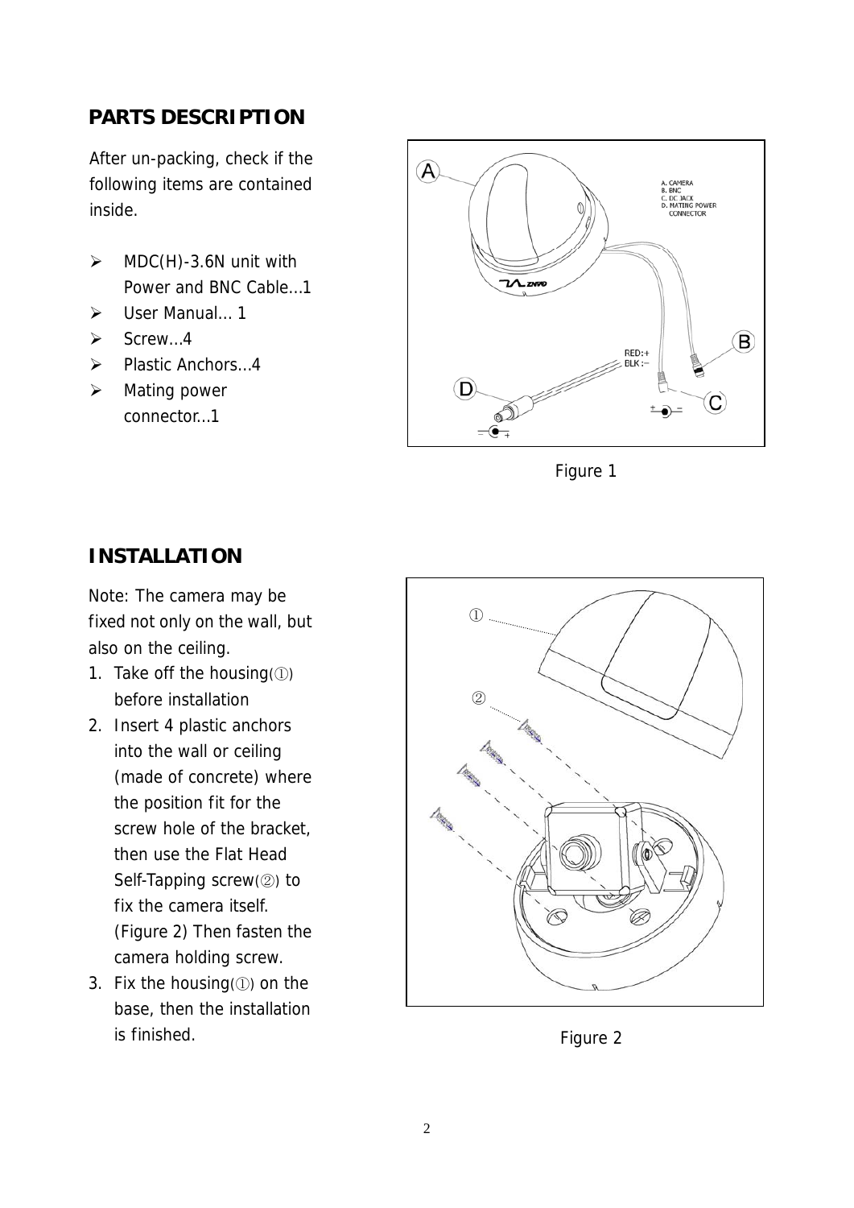## PARTS DESCRIPTION

After un-packing, check if the following items are contained inside.

- MDC(H)-3.6N unit with Power and BNC Cable...1
- User Manual... 1
- Screw...4
- Plastic Anchors...4
- Mating power connector...1

Figure 1

## INSTALLATION

Note: The camera may be fixed not only on the wall, but also on the ceiling.

1. Take off the housing(①) before installation
2. Insert 4 plastic anchors into the wall or ceiling (made of concrete) where the position fit for the screw hole of the bracket, then use the Flat Head Self-Tapping screw(②) to fix the camera itself. (Figure 2) Then fasten the camera holding screw.
3. Fix the housing(①) on the base, then the installation is finished.

Figure 2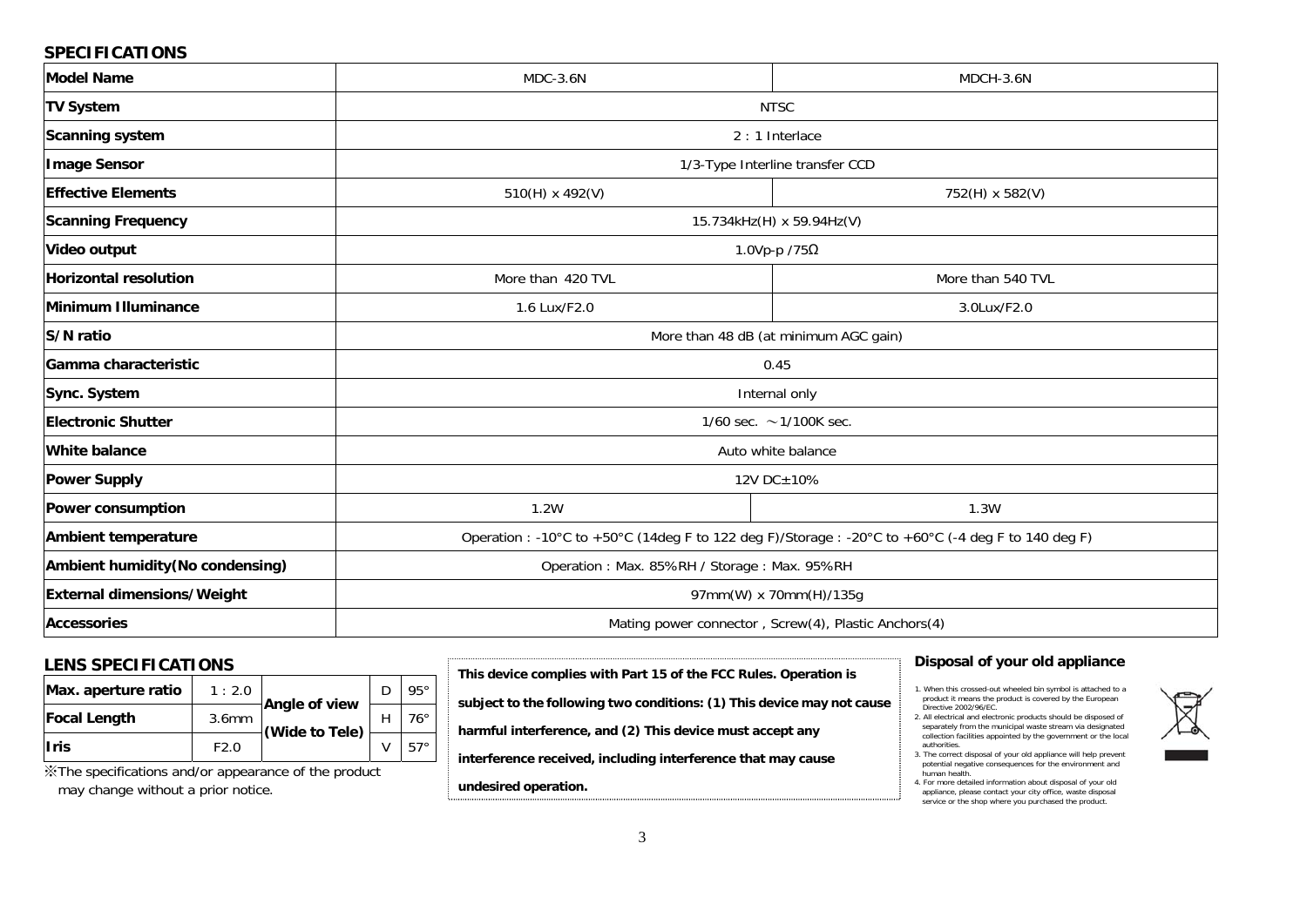## SPECIFICATIONS

| Model Name | MDC-3.6N | MDCH-3.6N |
|---|---|---|
| TV System | NTSC | |
| Scanning system | 2 : 1 Interlace | |
| Image Sensor | 1/3-Type Interline transfer CCD | |
| Effective Elements | 510(H) x 492(V) | 752(H) x 582(V) |
| Scanning Frequency | 15.734kHz(H) x 59.94Hz(V) | |
| Video output | 1.0Vp-p /75Ω | |
| Horizontal resolution | More than 420 TVL | More than 540 TVL |
| Minimum Illuminance | 1.6 Lux/F2.0 | 3.0Lux/F2.0 |
| S/N ratio | More than 48 dB (at minimum AGC gain) | |
| Gamma characteristic | 0.45 | |
| Sync. System | Internal only | |
| Electronic Shutter | 1/60 sec. ～1/100K sec. | |
| White balance | Auto white balance | |
| Power Supply | 12V DC±10% | |
| Power consumption | 1.2W | 1.3W |
| Ambient temperature | Operation : -10°C to +50°C (14deg F to 122 deg F)/Storage : -20°C to +60°C (-4 deg F to 140 deg F) | |
| Ambient humidity(No condensing) | Operation : Max. 85%RH / Storage : Max. 95%RH | |
| External dimensions/Weight | 97mm(W) x 70mm(H)/135g | |
| Accessories | Mating power connector , Screw(4), Plastic Anchors(4) | |

## LENS SPECIFICATIONS

| Max. aperture ratio | 1 : 2.0 | Angle of view (Wide to Tele) | D | 95° |
|---|---|---|---|---|
| Focal Length | 3.6mm | | H | 76° |
| Iris | F2.0 | | V | 57° |

※The specifications and/or appearance of the product may change without a prior notice.

**This device complies with Part 15 of the FCC Rules. Operation is subject to the following two conditions: (1) This device may not cause harmful interference, and (2) This device must accept any interference received, including interference that may cause undesired operation.**

### Disposal of your old appliance

1. When this crossed-out wheeled bin symbol is attached to a product it means the product is covered by the European Directive 2002/96/EC.
2. All electrical and electronic products should be disposed of separately from the municipal waste stream via designated collection facilities appointed by the government or the local authorities.
3. The correct disposal of your old appliance will help prevent potential negative consequences for the environment and human health.
4. For more detailed information about disposal of your old appliance, please contact your city office, waste disposal service or the shop where you purchased the product.